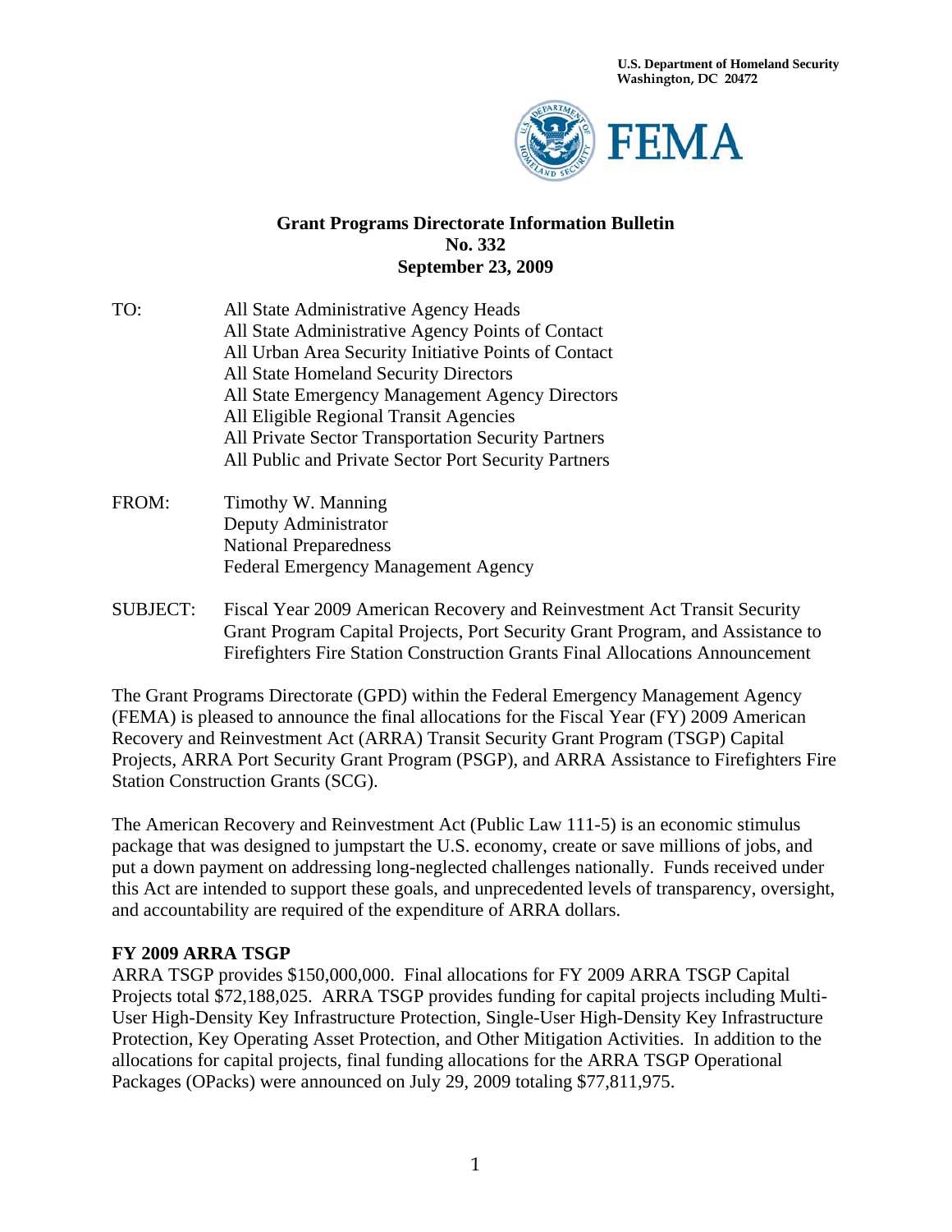U.S. Department of Homeland Security
Washington, DC 20472

FEMA

**Grant Programs Directorate Information Bulletin**
**No. 332**
**September 23, 2009**

TO: All State Administrative Agency Heads
All State Administrative Agency Points of Contact
All Urban Area Security Initiative Points of Contact
All State Homeland Security Directors
All State Emergency Management Agency Directors
All Eligible Regional Transit Agencies
All Private Sector Transportation Security Partners
All Public and Private Sector Port Security Partners

FROM: Timothy W. Manning
Deputy Administrator
National Preparedness
Federal Emergency Management Agency

SUBJECT: Fiscal Year 2009 American Recovery and Reinvestment Act Transit Security Grant Program Capital Projects, Port Security Grant Program, and Assistance to Firefighters Fire Station Construction Grants Final Allocations Announcement

The Grant Programs Directorate (GPD) within the Federal Emergency Management Agency (FEMA) is pleased to announce the final allocations for the Fiscal Year (FY) 2009 American Recovery and Reinvestment Act (ARRA) Transit Security Grant Program (TSGP) Capital Projects, ARRA Port Security Grant Program (PSGP), and ARRA Assistance to Firefighters Fire Station Construction Grants (SCG).

The American Recovery and Reinvestment Act (Public Law 111-5) is an economic stimulus package that was designed to jumpstart the U.S. economy, create or save millions of jobs, and put a down payment on addressing long-neglected challenges nationally. Funds received under this Act are intended to support these goals, and unprecedented levels of transparency, oversight, and accountability are required of the expenditure of ARRA dollars.

**FY 2009 ARRA TSGP**

ARRA TSGP provides $150,000,000. Final allocations for FY 2009 ARRA TSGP Capital Projects total $72,188,025. ARRA TSGP provides funding for capital projects including Multi-User High-Density Key Infrastructure Protection, Single-User High-Density Key Infrastructure Protection, Key Operating Asset Protection, and Other Mitigation Activities. In addition to the allocations for capital projects, final funding allocations for the ARRA TSGP Operational Packages (OPacks) were announced on July 29, 2009 totaling $77,811,975.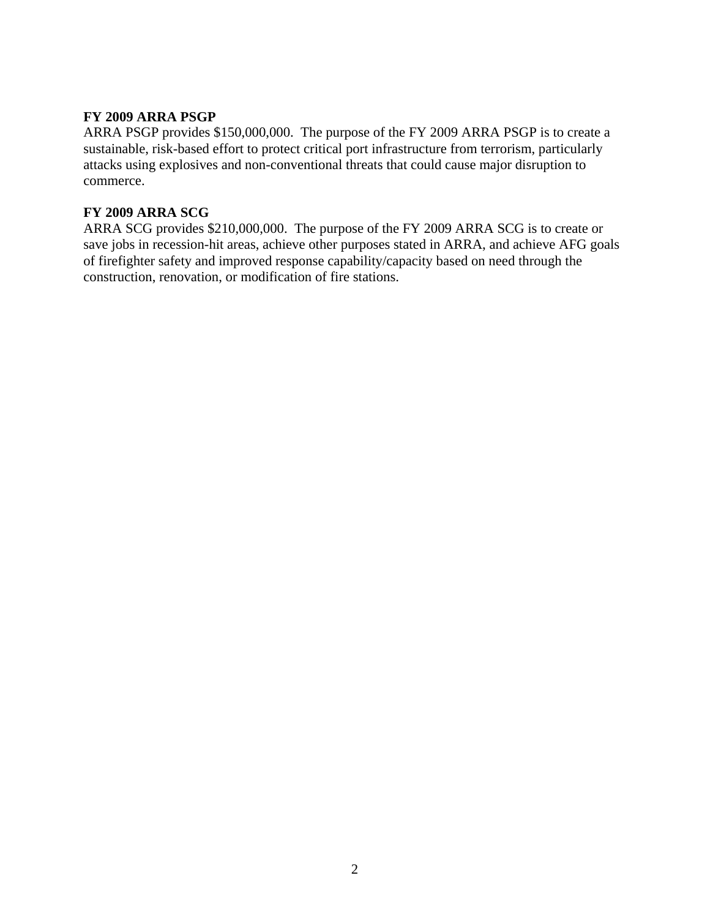**FY 2009 ARRA PSGP**

ARRA PSGP provides $150,000,000. The purpose of the FY 2009 ARRA PSGP is to create a sustainable, risk-based effort to protect critical port infrastructure from terrorism, particularly attacks using explosives and non-conventional threats that could cause major disruption to commerce.

**FY 2009 ARRA SCG**

ARRA SCG provides $210,000,000. The purpose of the FY 2009 ARRA SCG is to create or save jobs in recession-hit areas, achieve other purposes stated in ARRA, and achieve AFG goals of firefighter safety and improved response capability/capacity based on need through the construction, renovation, or modification of fire stations.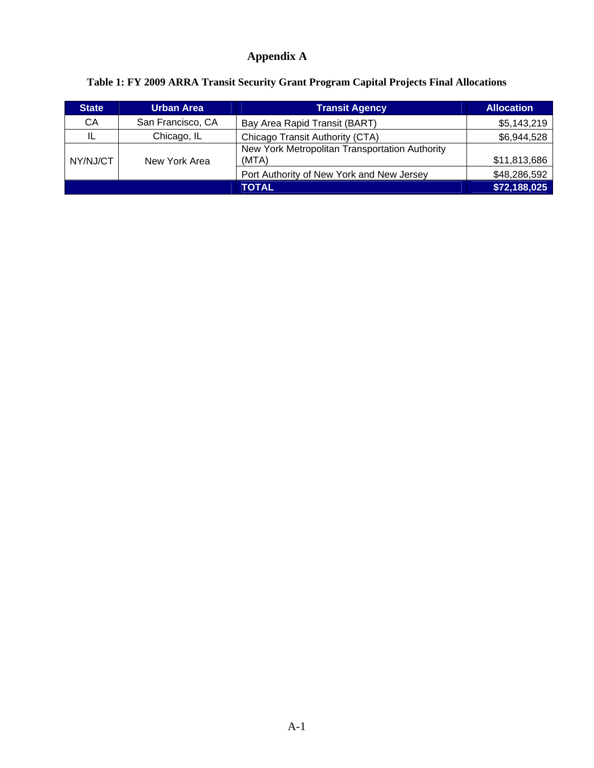# Appendix A

**Table 1: FY 2009 ARRA Transit Security Grant Program Capital Projects Final Allocations**

| State | Urban Area | Transit Agency | Allocation |
|---|---|---|---|
| CA | San Francisco, CA | Bay Area Rapid Transit (BART) | $5,143,219 |
| IL | Chicago, IL | Chicago Transit Authority (CTA) | $6,944,528 |
| NY/NJ/CT | New York Area | New York Metropolitan Transportation Authority (MTA) | $11,813,686 |
| | | Port Authority of New York and New Jersey | $48,286,592 |
| | | **TOTAL** | **$72,188,025** |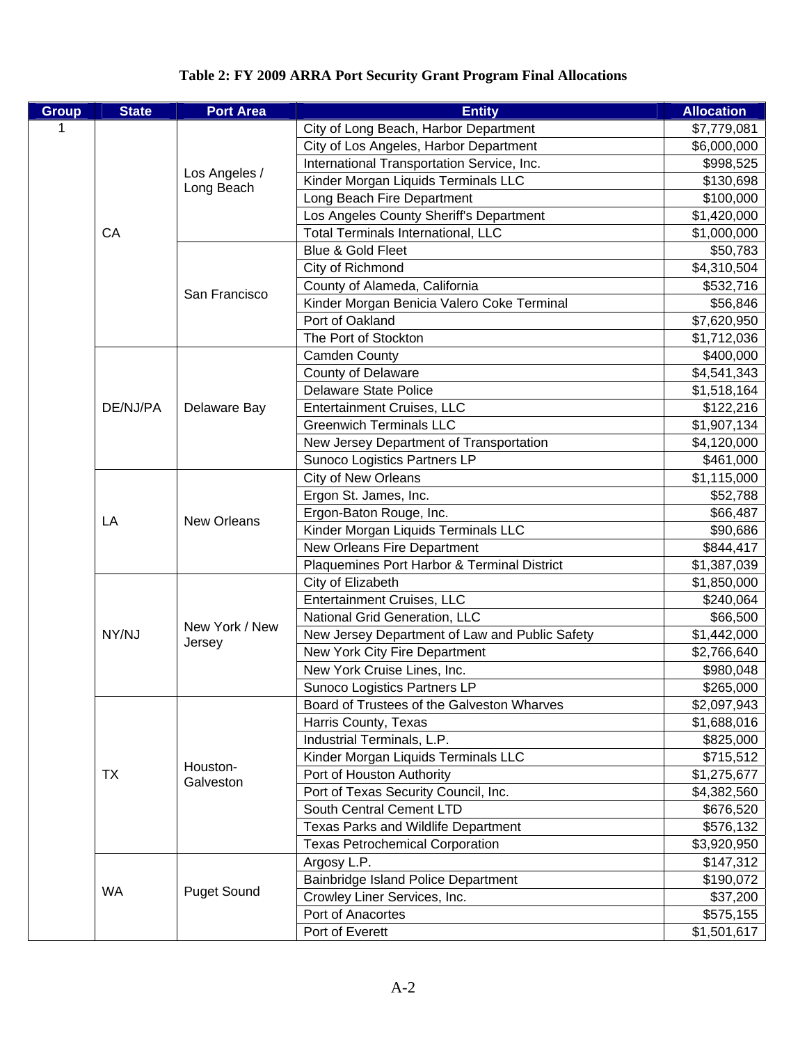**Table 2: FY 2009 ARRA Port Security Grant Program Final Allocations**

| Group | State | Port Area | Entity | Allocation |
|---|---|---|---|---|
| 1 | CA | Los Angeles / Long Beach | City of Long Beach, Harbor Department | $7,779,081 |
| | | | City of Los Angeles, Harbor Department | $6,000,000 |
| | | | International Transportation Service, Inc. | $998,525 |
| | | | Kinder Morgan Liquids Terminals LLC | $130,698 |
| | | | Long Beach Fire Department | $100,000 |
| | | | Los Angeles County Sheriff's Department | $1,420,000 |
| | | | Total Terminals International, LLC | $1,000,000 |
| | | San Francisco | Blue & Gold Fleet | $50,783 |
| | | | City of Richmond | $4,310,504 |
| | | | County of Alameda, California | $532,716 |
| | | | Kinder Morgan Benicia Valero Coke Terminal | $56,846 |
| | | | Port of Oakland | $7,620,950 |
| | | | The Port of Stockton | $1,712,036 |
| | DE/NJ/PA | Delaware Bay | Camden County | $400,000 |
| | | | County of Delaware | $4,541,343 |
| | | | Delaware State Police | $1,518,164 |
| | | | Entertainment Cruises, LLC | $122,216 |
| | | | Greenwich Terminals LLC | $1,907,134 |
| | | | New Jersey Department of Transportation | $4,120,000 |
| | | | Sunoco Logistics Partners LP | $461,000 |
| | LA | New Orleans | City of New Orleans | $1,115,000 |
| | | | Ergon St. James, Inc. | $52,788 |
| | | | Ergon-Baton Rouge, Inc. | $66,487 |
| | | | Kinder Morgan Liquids Terminals LLC | $90,686 |
| | | | New Orleans Fire Department | $844,417 |
| | | | Plaquemines Port Harbor & Terminal District | $1,387,039 |
| | NY/NJ | New York / New Jersey | City of Elizabeth | $1,850,000 |
| | | | Entertainment Cruises, LLC | $240,064 |
| | | | National Grid Generation, LLC | $66,500 |
| | | | New Jersey Department of Law and Public Safety | $1,442,000 |
| | | | New York City Fire Department | $2,766,640 |
| | | | New York Cruise Lines, Inc. | $980,048 |
| | | | Sunoco Logistics Partners LP | $265,000 |
| | TX | Houston-Galveston | Board of Trustees of the Galveston Wharves | $2,097,943 |
| | | | Harris County, Texas | $1,688,016 |
| | | | Industrial Terminals, L.P. | $825,000 |
| | | | Kinder Morgan Liquids Terminals LLC | $715,512 |
| | | | Port of Houston Authority | $1,275,677 |
| | | | Port of Texas Security Council, Inc. | $4,382,560 |
| | | | South Central Cement LTD | $676,520 |
| | | | Texas Parks and Wildlife Department | $576,132 |
| | | | Texas Petrochemical Corporation | $3,920,950 |
| | WA | Puget Sound | Argosy L.P. | $147,312 |
| | | | Bainbridge Island Police Department | $190,072 |
| | | | Crowley Liner Services, Inc. | $37,200 |
| | | | Port of Anacortes | $575,155 |
| | | | Port of Everett | $1,501,617 |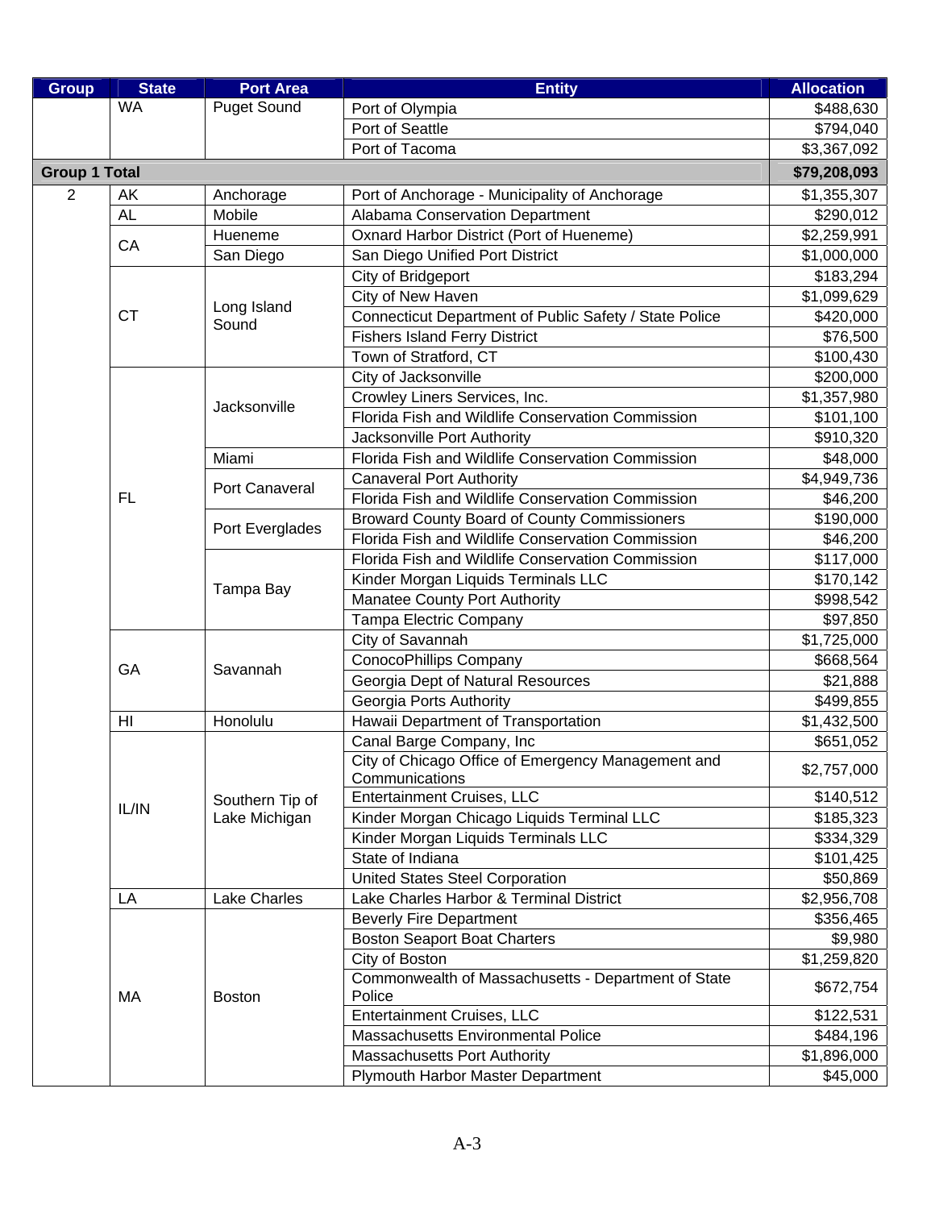| Group | State | Port Area | Entity | Allocation |
|---|---|---|---|---|
| | WA | Puget Sound | Port of Olympia | $488,630 |
| | | | Port of Seattle | $794,040 |
| | | | Port of Tacoma | $3,367,092 |
| **Group 1 Total** | | | | **$79,208,093** |
| 2 | AK | Anchorage | Port of Anchorage - Municipality of Anchorage | $1,355,307 |
| | AL | Mobile | Alabama Conservation Department | $290,012 |
| | CA | Hueneme | Oxnard Harbor District (Port of Hueneme) | $2,259,991 |
| | | San Diego | San Diego Unified Port District | $1,000,000 |
| | CT | Long Island Sound | City of Bridgeport | $183,294 |
| | | | City of New Haven | $1,099,629 |
| | | | Connecticut Department of Public Safety / State Police | $420,000 |
| | | | Fishers Island Ferry District | $76,500 |
| | | | Town of Stratford, CT | $100,430 |
| | FL | Jacksonville | City of Jacksonville | $200,000 |
| | | | Crowley Liners Services, Inc. | $1,357,980 |
| | | | Florida Fish and Wildlife Conservation Commission | $101,100 |
| | | | Jacksonville Port Authority | $910,320 |
| | | Miami | Florida Fish and Wildlife Conservation Commission | $48,000 |
| | | Port Canaveral | Canaveral Port Authority | $4,949,736 |
| | | | Florida Fish and Wildlife Conservation Commission | $46,200 |
| | | Port Everglades | Broward County Board of County Commissioners | $190,000 |
| | | | Florida Fish and Wildlife Conservation Commission | $46,200 |
| | | Tampa Bay | Florida Fish and Wildlife Conservation Commission | $117,000 |
| | | | Kinder Morgan Liquids Terminals LLC | $170,142 |
| | | | Manatee County Port Authority | $998,542 |
| | | | Tampa Electric Company | $97,850 |
| | GA | Savannah | City of Savannah | $1,725,000 |
| | | | ConocoPhillips Company | $668,564 |
| | | | Georgia Dept of Natural Resources | $21,888 |
| | | | Georgia Ports Authority | $499,855 |
| | HI | Honolulu | Hawaii Department of Transportation | $1,432,500 |
| | IL/IN | Southern Tip of Lake Michigan | Canal Barge Company, Inc | $651,052 |
| | | | City of Chicago Office of Emergency Management and Communications | $2,757,000 |
| | | | Entertainment Cruises, LLC | $140,512 |
| | | | Kinder Morgan Chicago Liquids Terminal LLC | $185,323 |
| | | | Kinder Morgan Liquids Terminals LLC | $334,329 |
| | | | State of Indiana | $101,425 |
| | | | United States Steel Corporation | $50,869 |
| | LA | Lake Charles | Lake Charles Harbor & Terminal District | $2,956,708 |
| | MA | Boston | Beverly Fire Department | $356,465 |
| | | | Boston Seaport Boat Charters | $9,980 |
| | | | City of Boston | $1,259,820 |
| | | | Commonwealth of Massachusetts - Department of State Police | $672,754 |
| | | | Entertainment Cruises, LLC | $122,531 |
| | | | Massachusetts Environmental Police | $484,196 |
| | | | Massachusetts Port Authority | $1,896,000 |
| | | | Plymouth Harbor Master Department | $45,000 |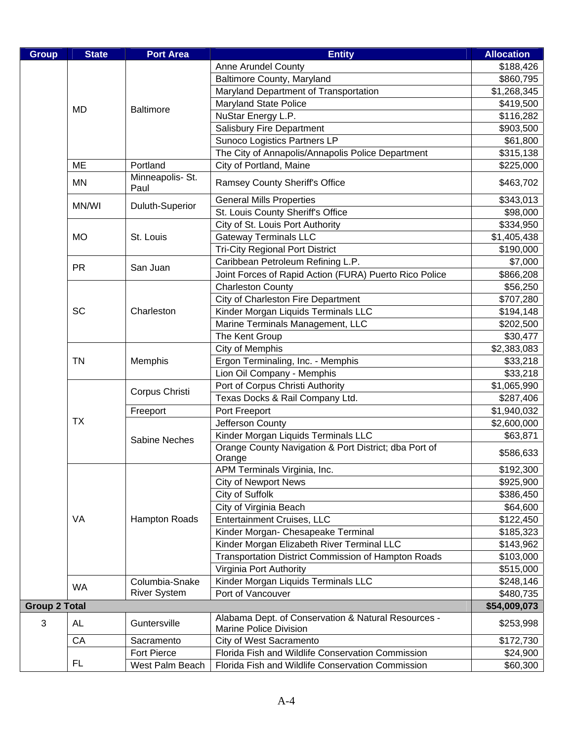| Group | State | Port Area | Entity | Allocation |
|---|---|---|---|---|
| | MD | Baltimore | Anne Arundel County | $188,426 |
| | | | Baltimore County, Maryland | $860,795 |
| | | | Maryland Department of Transportation | $1,268,345 |
| | | | Maryland State Police | $419,500 |
| | | | NuStar Energy L.P. | $116,282 |
| | | | Salisbury Fire Department | $903,500 |
| | | | Sunoco Logistics Partners LP | $61,800 |
| | | | The City of Annapolis/Annapolis Police Department | $315,138 |
| | ME | Portland | City of Portland, Maine | $225,000 |
| | MN | Minneapolis- St. Paul | Ramsey County Sheriff's Office | $463,702 |
| | MN/WI | Duluth-Superior | General Mills Properties | $343,013 |
| | | | St. Louis County Sheriff's Office | $98,000 |
| | MO | St. Louis | City of St. Louis Port Authority | $334,950 |
| | | | Gateway Terminals LLC | $1,405,438 |
| | | | Tri-City Regional Port District | $190,000 |
| | PR | San Juan | Caribbean Petroleum Refining L.P. | $7,000 |
| | | | Joint Forces of Rapid Action (FURA) Puerto Rico Police | $866,208 |
| | SC | Charleston | Charleston County | $56,250 |
| | | | City of Charleston Fire Department | $707,280 |
| | | | Kinder Morgan Liquids Terminals LLC | $194,148 |
| | | | Marine Terminals Management, LLC | $202,500 |
| | | | The Kent Group | $30,477 |
| | TN | Memphis | City of Memphis | $2,383,083 |
| | | | Ergon Terminaling, Inc. - Memphis | $33,218 |
| | | | Lion Oil Company - Memphis | $33,218 |
| | TX | Corpus Christi | Port of Corpus Christi Authority | $1,065,990 |
| | | | Texas Docks & Rail Company Ltd. | $287,406 |
| | | Freeport | Port Freeport | $1,940,032 |
| | | Sabine Neches | Jefferson County | $2,600,000 |
| | | | Kinder Morgan Liquids Terminals LLC | $63,871 |
| | | | Orange County Navigation & Port District; dba Port of Orange | $586,633 |
| | VA | Hampton Roads | APM Terminals Virginia, Inc. | $192,300 |
| | | | City of Newport News | $925,900 |
| | | | City of Suffolk | $386,450 |
| | | | City of Virginia Beach | $64,600 |
| | | | Entertainment Cruises, LLC | $122,450 |
| | | | Kinder Morgan- Chesapeake Terminal | $185,323 |
| | | | Kinder Morgan Elizabeth River Terminal LLC | $143,962 |
| | | | Transportation District Commission of Hampton Roads | $103,000 |
| | | | Virginia Port Authority | $515,000 |
| | WA | Columbia-Snake River System | Kinder Morgan Liquids Terminals LLC | $248,146 |
| | | | Port of Vancouver | $480,735 |
| **Group 2 Total** | | | | **$54,009,073** |
| 3 | AL | Guntersville | Alabama Dept. of Conservation & Natural Resources - Marine Police Division | $253,998 |
| | CA | Sacramento | City of West Sacramento | $172,730 |
| | FL | Fort Pierce | Florida Fish and Wildlife Conservation Commission | $24,900 |
| | | West Palm Beach | Florida Fish and Wildlife Conservation Commission | $60,300 |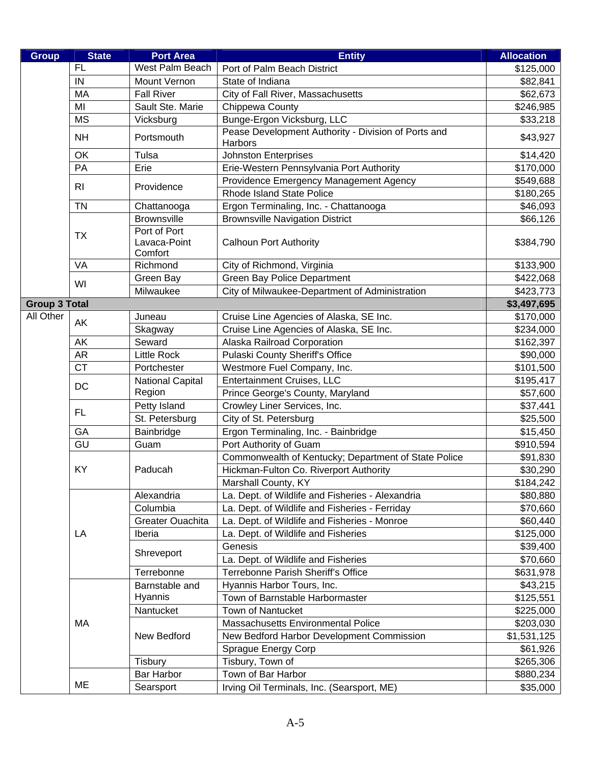| Group | State | Port Area | Entity | Allocation |
|---|---|---|---|---|
| | FL | West Palm Beach | Port of Palm Beach District | $125,000 |
| | IN | Mount Vernon | State of Indiana | $82,841 |
| | MA | Fall River | City of Fall River, Massachusetts | $62,673 |
| | MI | Sault Ste. Marie | Chippewa County | $246,985 |
| | MS | Vicksburg | Bunge-Ergon Vicksburg, LLC | $33,218 |
| | NH | Portsmouth | Pease Development Authority - Division of Ports and Harbors | $43,927 |
| | OK | Tulsa | Johnston Enterprises | $14,420 |
| | PA | Erie | Erie-Western Pennsylvania Port Authority | $170,000 |
| | RI | Providence | Providence Emergency Management Agency | $549,688 |
| | | | Rhode Island State Police | $180,265 |
| | TN | Chattanooga | Ergon Terminaling, Inc. - Chattanooga | $46,093 |
| | TX | Brownsville | Brownsville Navigation District | $66,126 |
| | | Port of Port Lavaca-Point Comfort | Calhoun Port Authority | $384,790 |
| | VA | Richmond | City of Richmond, Virginia | $133,900 |
| | WI | Green Bay | Green Bay Police Department | $422,068 |
| | | Milwaukee | City of Milwaukee-Department of Administration | $423,773 |
| **Group 3 Total** | | | | **$3,497,695** |
| All Other | AK | Juneau | Cruise Line Agencies of Alaska, SE Inc. | $170,000 |
| | | Skagway | Cruise Line Agencies of Alaska, SE Inc. | $234,000 |
| | AK | Seward | Alaska Railroad Corporation | $162,397 |
| | AR | Little Rock | Pulaski County Sheriff's Office | $90,000 |
| | CT | Portchester | Westmore Fuel Company, Inc. | $101,500 |
| | DC | National Capital Region | Entertainment Cruises, LLC | $195,417 |
| | | | Prince George's County, Maryland | $57,600 |
| | FL | Petty Island | Crowley Liner Services, Inc. | $37,441 |
| | | St. Petersburg | City of St. Petersburg | $25,500 |
| | GA | Bainbridge | Ergon Terminaling, Inc. - Bainbridge | $15,450 |
| | GU | Guam | Port Authority of Guam | $910,594 |
| | KY | Paducah | Commonwealth of Kentucky; Department of State Police | $91,830 |
| | | | Hickman-Fulton Co. Riverport Authority | $30,290 |
| | | | Marshall County, KY | $184,242 |
| | LA | Alexandria | La. Dept. of Wildlife and Fisheries - Alexandria | $80,880 |
| | | Columbia | La. Dept. of Wildlife and Fisheries - Ferriday | $70,660 |
| | | Greater Ouachita | La. Dept. of Wildlife and Fisheries - Monroe | $60,440 |
| | | Iberia | La. Dept. of Wildlife and Fisheries | $125,000 |
| | | Shreveport | Genesis | $39,400 |
| | | | La. Dept. of Wildlife and Fisheries | $70,660 |
| | | Terrebonne | Terrebonne Parish Sheriff's Office | $631,978 |
| | MA | Barnstable and Hyannis | Hyannis Harbor Tours, Inc. | $43,215 |
| | | | Town of Barnstable Harbormaster | $125,551 |
| | | Nantucket | Town of Nantucket | $225,000 |
| | | New Bedford | Massachusetts Environmental Police | $203,030 |
| | | | New Bedford Harbor Development Commission | $1,531,125 |
| | | | Sprague Energy Corp | $61,926 |
| | | Tisbury | Tisbury, Town of | $265,306 |
| | ME | Bar Harbor | Town of Bar Harbor | $880,234 |
| | | Searsport | Irving Oil Terminals, Inc. (Searsport, ME) | $35,000 |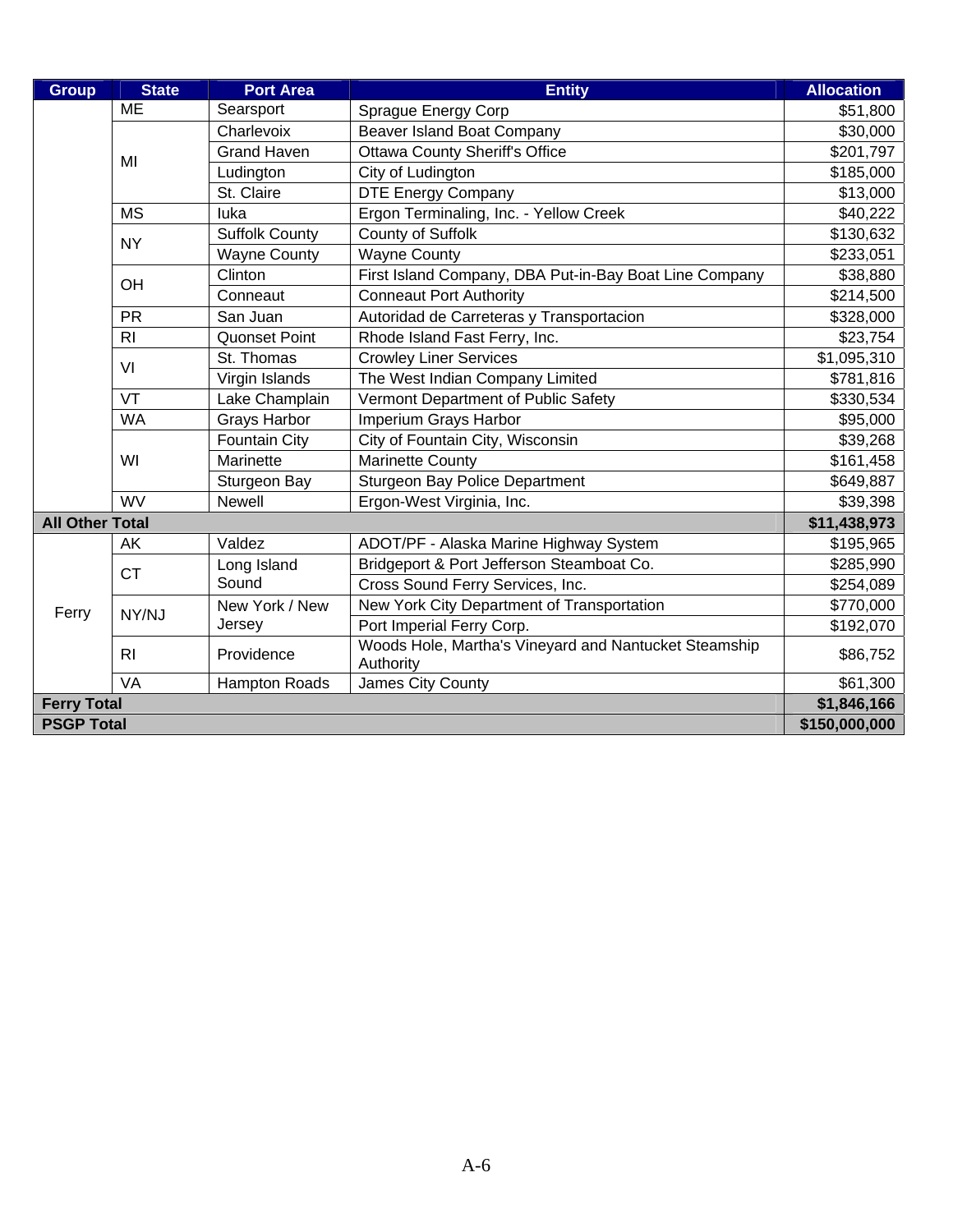| Group | State | Port Area | Entity | Allocation |
|---|---|---|---|---|
| | ME | Searsport | Sprague Energy Corp | $51,800 |
| | MI | Charlevoix | Beaver Island Boat Company | $30,000 |
| | | Grand Haven | Ottawa County Sheriff's Office | $201,797 |
| | | Ludington | City of Ludington | $185,000 |
| | | St. Claire | DTE Energy Company | $13,000 |
| | MS | Iuka | Ergon Terminaling, Inc. - Yellow Creek | $40,222 |
| | NY | Suffolk County | County of Suffolk | $130,632 |
| | | Wayne County | Wayne County | $233,051 |
| | OH | Clinton | First Island Company, DBA Put-in-Bay Boat Line Company | $38,880 |
| | | Conneaut | Conneaut Port Authority | $214,500 |
| | PR | San Juan | Autoridad de Carreteras y Transportacion | $328,000 |
| | RI | Quonset Point | Rhode Island Fast Ferry, Inc. | $23,754 |
| | VI | St. Thomas | Crowley Liner Services | $1,095,310 |
| | | Virgin Islands | The West Indian Company Limited | $781,816 |
| | VT | Lake Champlain | Vermont Department of Public Safety | $330,534 |
| | WA | Grays Harbor | Imperium Grays Harbor | $95,000 |
| | WI | Fountain City | City of Fountain City, Wisconsin | $39,268 |
| | | Marinette | Marinette County | $161,458 |
| | | Sturgeon Bay | Sturgeon Bay Police Department | $649,887 |
| | WV | Newell | Ergon-West Virginia, Inc. | $39,398 |
| **All Other Total** | | | | **$11,438,973** |
| Ferry | AK | Valdez | ADOT/PF - Alaska Marine Highway System | $195,965 |
| | CT | Long Island Sound | Bridgeport & Port Jefferson Steamboat Co. | $285,990 |
| | | | Cross Sound Ferry Services, Inc. | $254,089 |
| | NY/NJ | New York / New Jersey | New York City Department of Transportation | $770,000 |
| | | | Port Imperial Ferry Corp. | $192,070 |
| | RI | Providence | Woods Hole, Martha's Vineyard and Nantucket Steamship Authority | $86,752 |
| | VA | Hampton Roads | James City County | $61,300 |
| **Ferry Total** | | | | **$1,846,166** |
| **PSGP Total** | | | | **$150,000,000** |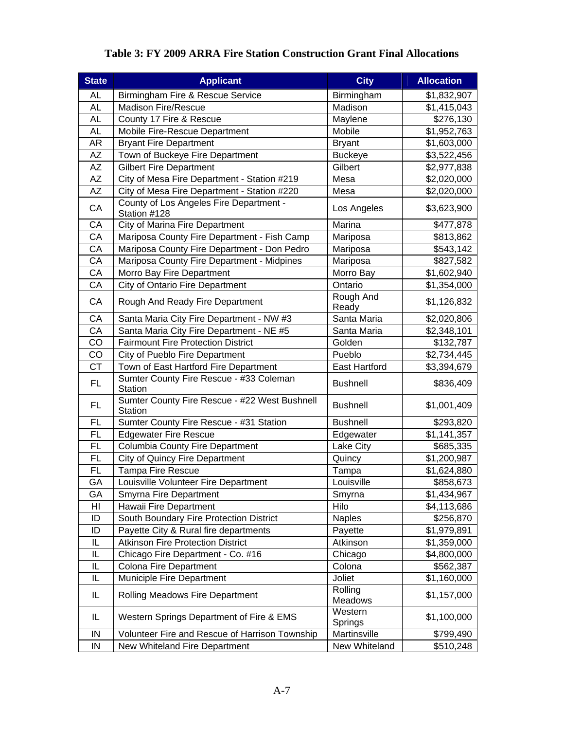**Table 3: FY 2009 ARRA Fire Station Construction Grant Final Allocations**

| State | Applicant | City | Allocation |
|---|---|---|---|
| AL | Birmingham Fire & Rescue Service | Birmingham | $1,832,907 |
| AL | Madison Fire/Rescue | Madison | $1,415,043 |
| AL | County 17 Fire & Rescue | Maylene | $276,130 |
| AL | Mobile Fire-Rescue Department | Mobile | $1,952,763 |
| AR | Bryant Fire Department | Bryant | $1,603,000 |
| AZ | Town of Buckeye Fire Department | Buckeye | $3,522,456 |
| AZ | Gilbert Fire Department | Gilbert | $2,977,838 |
| AZ | City of Mesa Fire Department - Station #219 | Mesa | $2,020,000 |
| AZ | City of Mesa Fire Department - Station #220 | Mesa | $2,020,000 |
| CA | County of Los Angeles Fire Department - Station #128 | Los Angeles | $3,623,900 |
| CA | City of Marina Fire Department | Marina | $477,878 |
| CA | Mariposa County Fire Department - Fish Camp | Mariposa | $813,862 |
| CA | Mariposa County Fire Department - Don Pedro | Mariposa | $543,142 |
| CA | Mariposa County Fire Department - Midpines | Mariposa | $827,582 |
| CA | Morro Bay Fire Department | Morro Bay | $1,602,940 |
| CA | City of Ontario Fire Department | Ontario | $1,354,000 |
| CA | Rough And Ready Fire Department | Rough And Ready | $1,126,832 |
| CA | Santa Maria City Fire Department - NW #3 | Santa Maria | $2,020,806 |
| CA | Santa Maria City Fire Department - NE #5 | Santa Maria | $2,348,101 |
| CO | Fairmount Fire Protection District | Golden | $132,787 |
| CO | City of Pueblo Fire Department | Pueblo | $2,734,445 |
| CT | Town of East Hartford Fire Department | East Hartford | $3,394,679 |
| FL | Sumter County Fire Rescue - #33 Coleman Station | Bushnell | $836,409 |
| FL | Sumter County Fire Rescue - #22 West Bushnell Station | Bushnell | $1,001,409 |
| FL | Sumter County Fire Rescue - #31 Station | Bushnell | $293,820 |
| FL | Edgewater Fire Rescue | Edgewater | $1,141,357 |
| FL | Columbia County Fire Department | Lake City | $685,335 |
| FL | City of Quincy Fire Department | Quincy | $1,200,987 |
| FL | Tampa Fire Rescue | Tampa | $1,624,880 |
| GA | Louisville Volunteer Fire Department | Louisville | $858,673 |
| GA | Smyrna Fire Department | Smyrna | $1,434,967 |
| HI | Hawaii Fire Department | Hilo | $4,113,686 |
| ID | South Boundary Fire Protection District | Naples | $256,870 |
| ID | Payette City & Rural fire departments | Payette | $1,979,891 |
| IL | Atkinson Fire Protection District | Atkinson | $1,359,000 |
| IL | Chicago Fire Department - Co. #16 | Chicago | $4,800,000 |
| IL | Colona Fire Department | Colona | $562,387 |
| IL | Municiple Fire Department | Joliet | $1,160,000 |
| IL | Rolling Meadows Fire Department | Rolling Meadows | $1,157,000 |
| IL | Western Springs Department of Fire & EMS | Western Springs | $1,100,000 |
| IN | Volunteer Fire and Rescue of Harrison Township | Martinsville | $799,490 |
| IN | New Whiteland Fire Department | New Whiteland | $510,248 |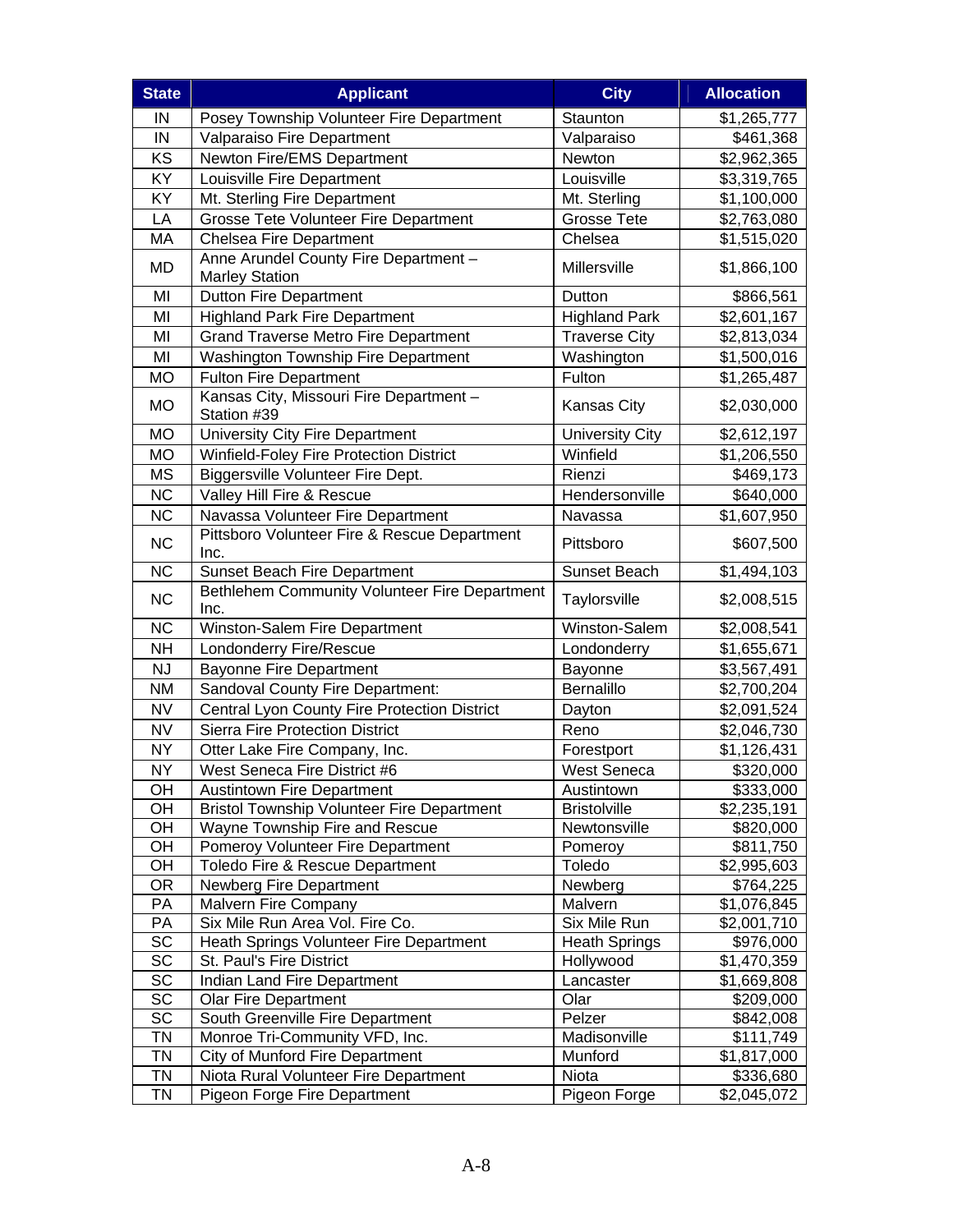| State | Applicant | City | Allocation |
|---|---|---|---|
| IN | Posey Township Volunteer Fire Department | Staunton | $1,265,777 |
| IN | Valparaiso Fire Department | Valparaiso | $461,368 |
| KS | Newton Fire/EMS Department | Newton | $2,962,365 |
| KY | Louisville Fire Department | Louisville | $3,319,765 |
| KY | Mt. Sterling Fire Department | Mt. Sterling | $1,100,000 |
| LA | Grosse Tete Volunteer Fire Department | Grosse Tete | $2,763,080 |
| MA | Chelsea Fire Department | Chelsea | $1,515,020 |
| MD | Anne Arundel County Fire Department – Marley Station | Millersville | $1,866,100 |
| MI | Dutton Fire Department | Dutton | $866,561 |
| MI | Highland Park Fire Department | Highland Park | $2,601,167 |
| MI | Grand Traverse Metro Fire Department | Traverse City | $2,813,034 |
| MI | Washington Township Fire Department | Washington | $1,500,016 |
| MO | Fulton Fire Department | Fulton | $1,265,487 |
| MO | Kansas City, Missouri Fire Department – Station #39 | Kansas City | $2,030,000 |
| MO | University City Fire Department | University City | $2,612,197 |
| MO | Winfield-Foley Fire Protection District | Winfield | $1,206,550 |
| MS | Biggersville Volunteer Fire Dept. | Rienzi | $469,173 |
| NC | Valley Hill Fire & Rescue | Hendersonville | $640,000 |
| NC | Navassa Volunteer Fire Department | Navassa | $1,607,950 |
| NC | Pittsboro Volunteer Fire & Rescue Department Inc. | Pittsboro | $607,500 |
| NC | Sunset Beach Fire Department | Sunset Beach | $1,494,103 |
| NC | Bethlehem Community Volunteer Fire Department Inc. | Taylorsville | $2,008,515 |
| NC | Winston-Salem Fire Department | Winston-Salem | $2,008,541 |
| NH | Londonderry Fire/Rescue | Londonderry | $1,655,671 |
| NJ | Bayonne Fire Department | Bayonne | $3,567,491 |
| NM | Sandoval County Fire Department: | Bernalillo | $2,700,204 |
| NV | Central Lyon County Fire Protection District | Dayton | $2,091,524 |
| NV | Sierra Fire Protection District | Reno | $2,046,730 |
| NY | Otter Lake Fire Company, Inc. | Forestport | $1,126,431 |
| NY | West Seneca Fire District #6 | West Seneca | $320,000 |
| OH | Austintown Fire Department | Austintown | $333,000 |
| OH | Bristol Township Volunteer Fire Department | Bristolville | $2,235,191 |
| OH | Wayne Township Fire and Rescue | Newtonsville | $820,000 |
| OH | Pomeroy Volunteer Fire Department | Pomeroy | $811,750 |
| OH | Toledo Fire & Rescue Department | Toledo | $2,995,603 |
| OR | Newberg Fire Department | Newberg | $764,225 |
| PA | Malvern Fire Company | Malvern | $1,076,845 |
| PA | Six Mile Run Area Vol. Fire Co. | Six Mile Run | $2,001,710 |
| SC | Heath Springs Volunteer Fire Department | Heath Springs | $976,000 |
| SC | St. Paul's Fire District | Hollywood | $1,470,359 |
| SC | Indian Land Fire Department | Lancaster | $1,669,808 |
| SC | Olar Fire Department | Olar | $209,000 |
| SC | South Greenville Fire Department | Pelzer | $842,008 |
| TN | Monroe Tri-Community VFD, Inc. | Madisonville | $111,749 |
| TN | City of Munford Fire Department | Munford | $1,817,000 |
| TN | Niota Rural Volunteer Fire Department | Niota | $336,680 |
| TN | Pigeon Forge Fire Department | Pigeon Forge | $2,045,072 |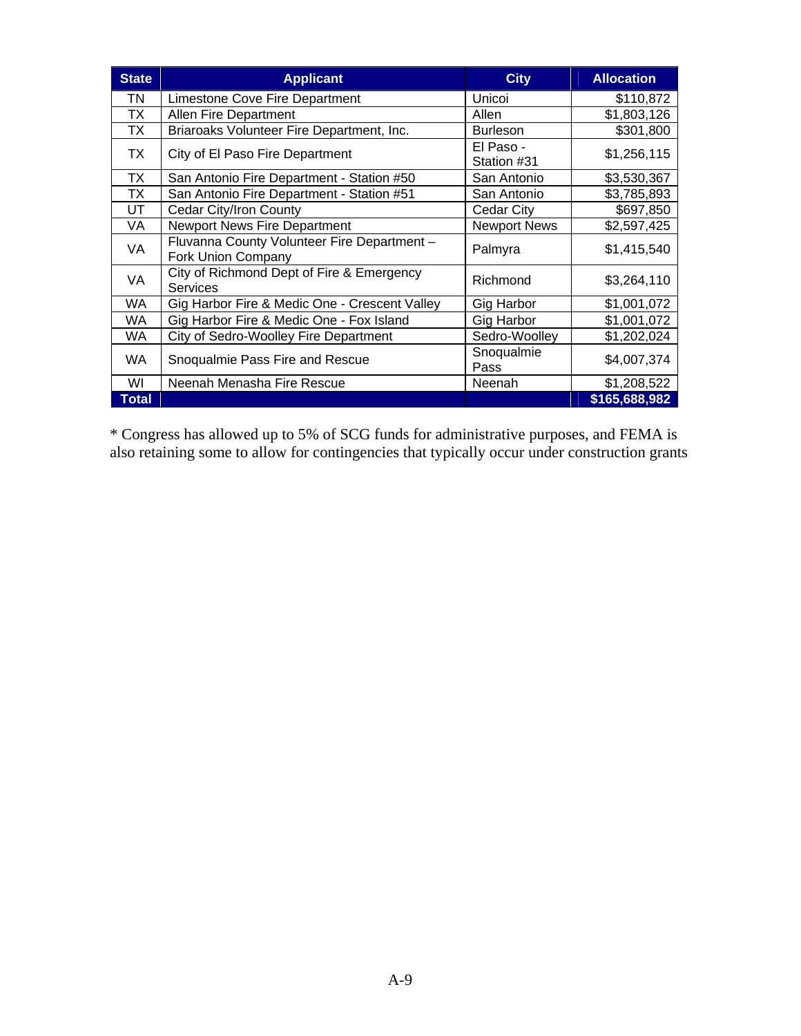| State | Applicant | City | Allocation |
|---|---|---|---|
| TN | Limestone Cove Fire Department | Unicoi | $110,872 |
| TX | Allen Fire Department | Allen | $1,803,126 |
| TX | Briaroaks Volunteer Fire Department, Inc. | Burleson | $301,800 |
| TX | City of El Paso Fire Department | El Paso - Station #31 | $1,256,115 |
| TX | San Antonio Fire Department - Station #50 | San Antonio | $3,530,367 |
| TX | San Antonio Fire Department - Station #51 | San Antonio | $3,785,893 |
| UT | Cedar City/Iron County | Cedar City | $697,850 |
| VA | Newport News Fire Department | Newport News | $2,597,425 |
| VA | Fluvanna County Volunteer Fire Department – Fork Union Company | Palmyra | $1,415,540 |
| VA | City of Richmond Dept of Fire & Emergency Services | Richmond | $3,264,110 |
| WA | Gig Harbor Fire & Medic One - Crescent Valley | Gig Harbor | $1,001,072 |
| WA | Gig Harbor Fire & Medic One - Fox Island | Gig Harbor | $1,001,072 |
| WA | City of Sedro-Woolley Fire Department | Sedro-Woolley | $1,202,024 |
| WA | Snoqualmie Pass Fire and Rescue | Snoqualmie Pass | $4,007,374 |
| WI | Neenah Menasha Fire Rescue | Neenah | $1,208,522 |
| **Total** | | | **$165,688,982** |

* Congress has allowed up to 5% of SCG funds for administrative purposes, and FEMA is also retaining some to allow for contingencies that typically occur under construction grants